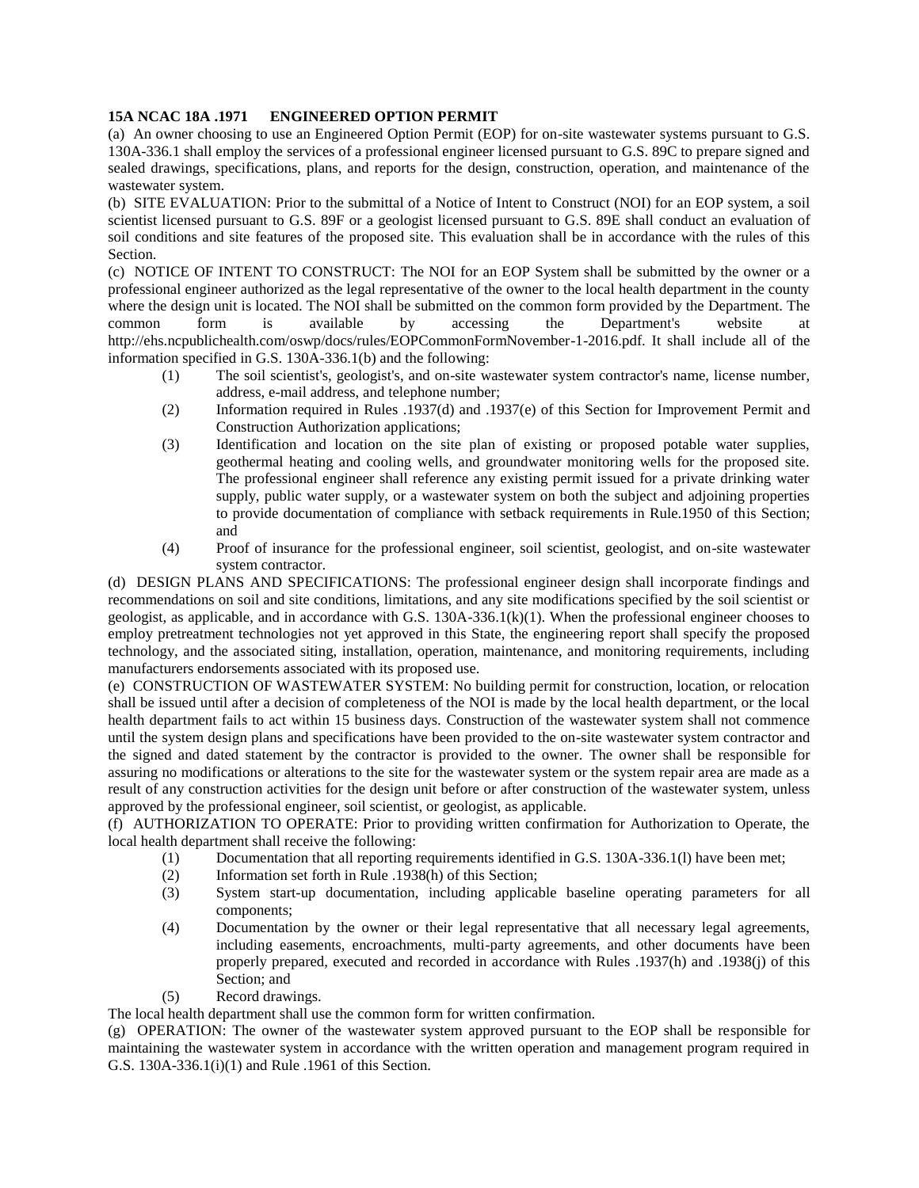**15A NCAC 18A .1971 ENGINEERED OPTION PERMIT**

(a) An owner choosing to use an Engineered Option Permit (EOP) for on-site wastewater systems pursuant to G.S. 130A-336.1 shall employ the services of a professional engineer licensed pursuant to G.S. 89C to prepare signed and sealed drawings, specifications, plans, and reports for the design, construction, operation, and maintenance of the wastewater system.

(b) SITE EVALUATION: Prior to the submittal of a Notice of Intent to Construct (NOI) for an EOP system, a soil scientist licensed pursuant to G.S. 89F or a geologist licensed pursuant to G.S. 89E shall conduct an evaluation of soil conditions and site features of the proposed site. This evaluation shall be in accordance with the rules of this Section.

(c) NOTICE OF INTENT TO CONSTRUCT: The NOI for an EOP System shall be submitted by the owner or a professional engineer authorized as the legal representative of the owner to the local health department in the county where the design unit is located. The NOI shall be submitted on the common form provided by the Department. The common form is available by accessing the Department's website at http://ehs.ncpublichealth.com/oswp/docs/rules/EOPCommonFormNovember-1-2016.pdf. It shall include all of the information specified in G.S. 130A-336.1(b) and the following:

- (1) The soil scientist's, geologist's, and on-site wastewater system contractor's name, license number, address, e-mail address, and telephone number;
- (2) Information required in Rules .1937(d) and .1937(e) of this Section for Improvement Permit and Construction Authorization applications;
- (3) Identification and location on the site plan of existing or proposed potable water supplies, geothermal heating and cooling wells, and groundwater monitoring wells for the proposed site. The professional engineer shall reference any existing permit issued for a private drinking water supply, public water supply, or a wastewater system on both the subject and adjoining properties to provide documentation of compliance with setback requirements in Rule.1950 of this Section; and
- (4) Proof of insurance for the professional engineer, soil scientist, geologist, and on-site wastewater system contractor.

(d) DESIGN PLANS AND SPECIFICATIONS: The professional engineer design shall incorporate findings and recommendations on soil and site conditions, limitations, and any site modifications specified by the soil scientist or geologist, as applicable, and in accordance with G.S. 130A-336.1(k)(1). When the professional engineer chooses to employ pretreatment technologies not yet approved in this State, the engineering report shall specify the proposed technology, and the associated siting, installation, operation, maintenance, and monitoring requirements, including manufacturers endorsements associated with its proposed use.

(e) CONSTRUCTION OF WASTEWATER SYSTEM: No building permit for construction, location, or relocation shall be issued until after a decision of completeness of the NOI is made by the local health department, or the local health department fails to act within 15 business days. Construction of the wastewater system shall not commence until the system design plans and specifications have been provided to the on-site wastewater system contractor and the signed and dated statement by the contractor is provided to the owner. The owner shall be responsible for assuring no modifications or alterations to the site for the wastewater system or the system repair area are made as a result of any construction activities for the design unit before or after construction of the wastewater system, unless approved by the professional engineer, soil scientist, or geologist, as applicable.

(f) AUTHORIZATION TO OPERATE: Prior to providing written confirmation for Authorization to Operate, the local health department shall receive the following:

- (1) Documentation that all reporting requirements identified in G.S. 130A-336.1(l) have been met;
- (2) Information set forth in Rule .1938(h) of this Section;
- (3) System start-up documentation, including applicable baseline operating parameters for all components;
- (4) Documentation by the owner or their legal representative that all necessary legal agreements, including easements, encroachments, multi-party agreements, and other documents have been properly prepared, executed and recorded in accordance with Rules .1937(h) and .1938(j) of this Section; and
- (5) Record drawings.

The local health department shall use the common form for written confirmation.

(g) OPERATION: The owner of the wastewater system approved pursuant to the EOP shall be responsible for maintaining the wastewater system in accordance with the written operation and management program required in G.S. 130A-336.1(i)(1) and Rule .1961 of this Section.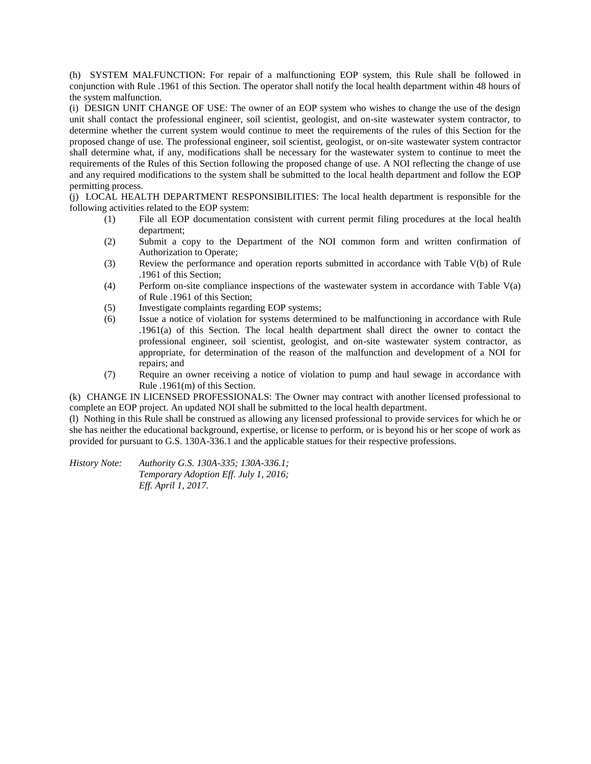(h) SYSTEM MALFUNCTION: For repair of a malfunctioning EOP system, this Rule shall be followed in conjunction with Rule .1961 of this Section. The operator shall notify the local health department within 48 hours of the system malfunction.

(i) DESIGN UNIT CHANGE OF USE: The owner of an EOP system who wishes to change the use of the design unit shall contact the professional engineer, soil scientist, geologist, and on-site wastewater system contractor, to determine whether the current system would continue to meet the requirements of the rules of this Section for the proposed change of use. The professional engineer, soil scientist, geologist, or on-site wastewater system contractor shall determine what, if any, modifications shall be necessary for the wastewater system to continue to meet the requirements of the Rules of this Section following the proposed change of use. A NOI reflecting the change of use and any required modifications to the system shall be submitted to the local health department and follow the EOP permitting process.

(j) LOCAL HEALTH DEPARTMENT RESPONSIBILITIES: The local health department is responsible for the following activities related to the EOP system:

(1) File all EOP documentation consistent with current permit filing procedures at the local health department;

(2) Submit a copy to the Department of the NOI common form and written confirmation of Authorization to Operate;

(3) Review the performance and operation reports submitted in accordance with Table V(b) of Rule .1961 of this Section;

(4) Perform on-site compliance inspections of the wastewater system in accordance with Table V(a) of Rule .1961 of this Section;

(5) Investigate complaints regarding EOP systems;

(6) Issue a notice of violation for systems determined to be malfunctioning in accordance with Rule .1961(a) of this Section. The local health department shall direct the owner to contact the professional engineer, soil scientist, geologist, and on-site wastewater system contractor, as appropriate, for determination of the reason of the malfunction and development of a NOI for repairs; and

(7) Require an owner receiving a notice of violation to pump and haul sewage in accordance with Rule .1961(m) of this Section.

(k) CHANGE IN LICENSED PROFESSIONALS: The Owner may contract with another licensed professional to complete an EOP project. An updated NOI shall be submitted to the local health department.

(l) Nothing in this Rule shall be construed as allowing any licensed professional to provide services for which he or she has neither the educational background, expertise, or license to perform, or is beyond his or her scope of work as provided for pursuant to G.S. 130A-336.1 and the applicable statues for their respective professions.

*History Note: Authority G.S. 130A-335; 130A-336.1;*
*Temporary Adoption Eff. July 1, 2016;*
*Eff. April 1, 2017.*